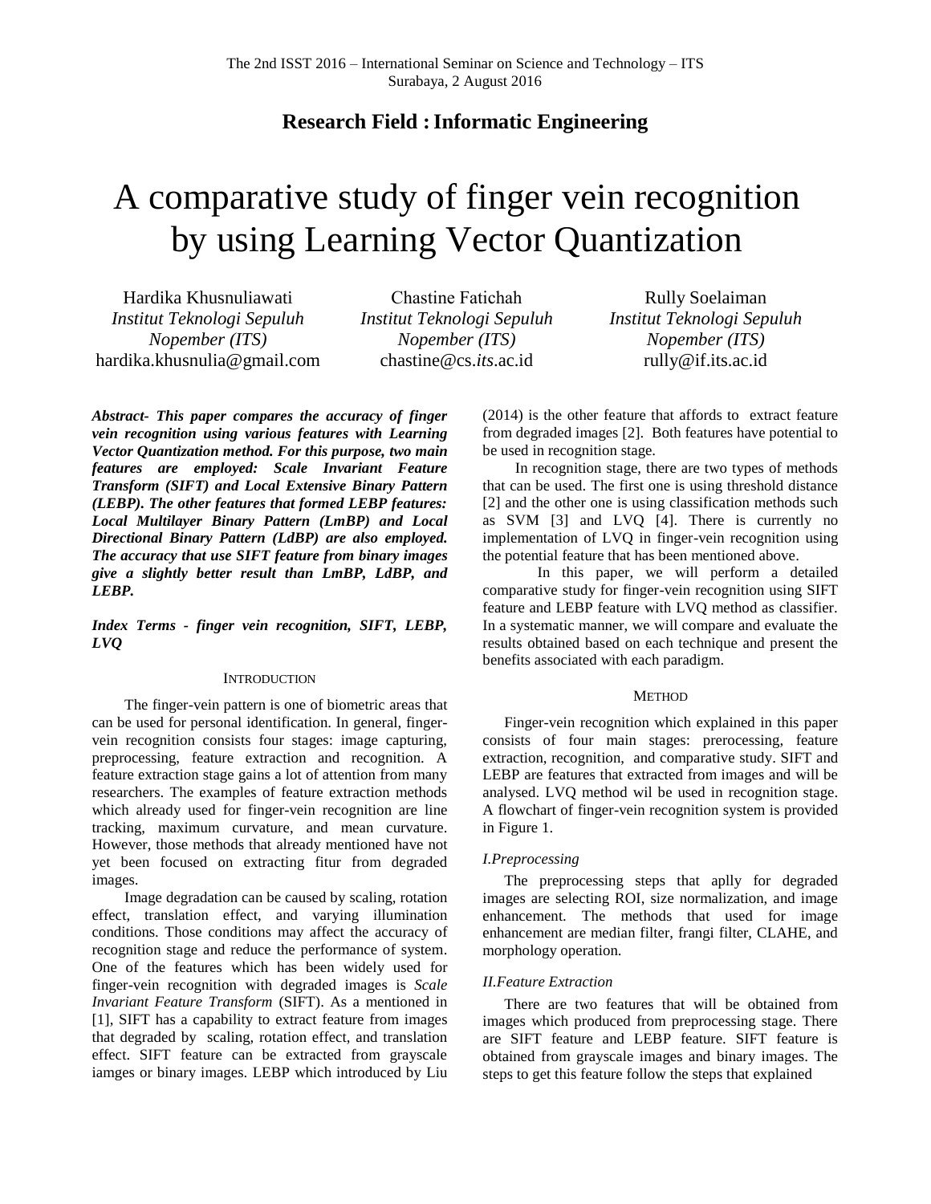The 2nd ISST 2016 – International Seminar on Science and Technology – ITS
Surabaya, 2 August 2016

**Research Field : Informatic Engineering**

# A comparative study of finger vein recognition by using Learning Vector Quantization

Hardika Khusnuliawati
*Institut Teknologi Sepuluh Nopember (ITS)*
hardika.khusnulia@gmail.com

Chastine Fatichah
*Institut Teknologi Sepuluh Nopember (ITS)*
chastine@cs.*its*.ac.id

Rully Soelaiman
*Institut Teknologi Sepuluh Nopember (ITS)*
rully@if.its.ac.id

***Abstract- This paper compares the accuracy of finger vein recognition using various features with Learning Vector Quantization method. For this purpose, two main features are employed: Scale Invariant Feature Transform (SIFT) and Local Extensive Binary Pattern (LEBP). The other features that formed LEBP features: Local Multilayer Binary Pattern (LmBP) and Local Directional Binary Pattern (LdBP) are also employed. The accuracy that use SIFT feature from binary images give a slightly better result than LmBP, LdBP, and LEBP.***

***Index Terms - finger vein recognition, SIFT, LEBP, LVQ***

## INTRODUCTION

The finger-vein pattern is one of biometric areas that can be used for personal identification. In general, finger-vein recognition consists four stages: image capturing, preprocessing, feature extraction and recognition. A feature extraction stage gains a lot of attention from many researchers. The examples of feature extraction methods which already used for finger-vein recognition are line tracking, maximum curvature, and mean curvature. However, those methods that already mentioned have not yet been focused on extracting fitur from degraded images.

Image degradation can be caused by scaling, rotation effect, translation effect, and varying illumination conditions. Those conditions may affect the accuracy of recognition stage and reduce the performance of system. One of the features which has been widely used for finger-vein recognition with degraded images is *Scale Invariant Feature Transform* (SIFT). As a mentioned in [1], SIFT has a capability to extract feature from images that degraded by scaling, rotation effect, and translation effect. SIFT feature can be extracted from grayscale iamges or binary images. LEBP which introduced by Liu (2014) is the other feature that affords to extract feature from degraded images [2]. Both features have potential to be used in recognition stage.

In recognition stage, there are two types of methods that can be used. The first one is using threshold distance [2] and the other one is using classification methods such as SVM [3] and LVQ [4]. There is currently no implementation of LVQ in finger-vein recognition using the potential feature that has been mentioned above.

In this paper, we will perform a detailed comparative study for finger-vein recognition using SIFT feature and LEBP feature with LVQ method as classifier. In a systematic manner, we will compare and evaluate the results obtained based on each technique and present the benefits associated with each paradigm.

## METHOD

Finger-vein recognition which explained in this paper consists of four main stages: prerocessing, feature extraction, recognition, and comparative study. SIFT and LEBP are features that extracted from images and will be analysed. LVQ method wil be used in recognition stage. A flowchart of finger-vein recognition system is provided in Figure 1.

### *I.Preprocessing*

The preprocessing steps that aplly for degraded images are selecting ROI, size normalization, and image enhancement. The methods that used for image enhancement are median filter, frangi filter, CLAHE, and morphology operation.

### *II.Feature Extraction*

There are two features that will be obtained from images which produced from preprocessing stage. There are SIFT feature and LEBP feature. SIFT feature is obtained from grayscale images and binary images. The steps to get this feature follow the steps that explained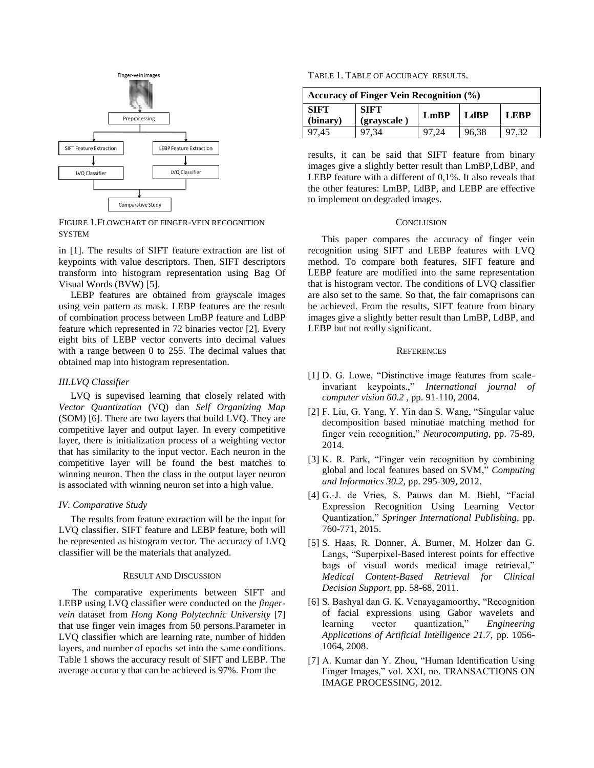Finger-vein images

Preprocessing

SIFT Feature Extraction | LEBP Feature Extraction

LVQ Classifier | LVQ Classifier

Comparative Study

FIGURE 1.FLOWCHART OF FINGER-VEIN RECOGNITION SYSTEM

in [1]. The results of SIFT feature extraction are list of keypoints with value descriptors. Then, SIFT descriptors transform into histogram representation using Bag Of Visual Words (BVW) [5].

LEBP features are obtained from grayscale images using vein pattern as mask. LEBP features are the result of combination process between LmBP feature and LdBP feature which represented in 72 binaries vector [2]. Every eight bits of LEBP vector converts into decimal values with a range between 0 to 255. The decimal values that obtained map into histogram representation.

### *III.LVQ Classifier*

LVQ is supevised learning that closely related with *Vector Quantization* (VQ) dan *Self Organizing Map* (SOM) [6]. There are two layers that build LVQ. They are competitive layer and output layer. In every competitive layer, there is initialization process of a weighting vector that has similarity to the input vector. Each neuron in the competitive layer will be found the best matches to winning neuron. Then the class in the output layer neuron is associated with winning neuron set into a high value.

### *IV. Comparative Study*

The results from feature extraction will be the input for LVQ classifier. SIFT feature and LEBP feature, both will be represented as histogram vector. The accuracy of LVQ classifier will be the materials that analyzed.

## RESULT AND DISCUSSION

The comparative experiments between SIFT and LEBP using LVQ classifier were conducted on the *finger-vein* dataset from *Hong Kong Polytechnic University* [7] that use finger vein images from 50 persons.Parameter in LVQ classifier which are learning rate, number of hidden layers, and number of epochs set into the same conditions. Table 1 shows the accuracy result of SIFT and LEBP. The average accuracy that can be achieved is 97%. From the

TABLE 1. TABLE OF ACCURACY RESULTS.

| **Accuracy of Finger Vein Recognition (%)** | | | | |
|---|---|---|---|---|
| **SIFT (binary)** | **SIFT (grayscale )** | **LmBP** | **LdBP** | **LEBP** |
| 97,45 | 97,34 | 97,24 | 96,38 | 97,32 |

results, it can be said that SIFT feature from binary images give a slightly better result than LmBP,LdBP, and LEBP feature with a different of 0,1%. It also reveals that the other features: LmBP, LdBP, and LEBP are effective to implement on degraded images.

## CONCLUSION

This paper compares the accuracy of finger vein recognition using SIFT and LEBP features with LVQ method. To compare both features, SIFT feature and LEBP feature are modified into the same representation that is histogram vector. The conditions of LVQ classifier are also set to the same. So that, the fair comaprisons can be achieved. From the results, SIFT feature from binary images give a slightly better result than LmBP, LdBP, and LEBP but not really significant.

## REFERENCES

[1] D. G. Lowe, "Distinctive image features from scale-invariant keypoints.," *International journal of computer vision 60.2* , pp. 91-110, 2004.

[2] F. Liu, G. Yang, Y. Yin dan S. Wang, "Singular value decomposition based minutiae matching method for finger vein recognition," *Neurocomputing,* pp. 75-89, 2014.

[3] K. R. Park, "Finger vein recognition by combining global and local features based on SVM," *Computing and Informatics 30.2,* pp. 295-309, 2012.

[4] G.-J. de Vries, S. Pauws dan M. Biehl, "Facial Expression Recognition Using Learning Vector Quantization," *Springer International Publishing,* pp. 760-771, 2015.

[5] S. Haas, R. Donner, A. Burner, M. Holzer dan G. Langs, "Superpixel-Based interest points for effective bags of visual words medical image retrieval," *Medical Content-Based Retrieval for Clinical Decision Support,* pp. 58-68, 2011.

[6] S. Bashyal dan G. K. Venayagamoorthy, "Recognition of facial expressions using Gabor wavelets and learning vector quantization," *Engineering Applications of Artificial Intelligence 21.7,* pp. 1056-1064, 2008.

[7] A. Kumar dan Y. Zhou, "Human Identification Using Finger Images," vol. XXI, no. TRANSACTIONS ON IMAGE PROCESSING, 2012.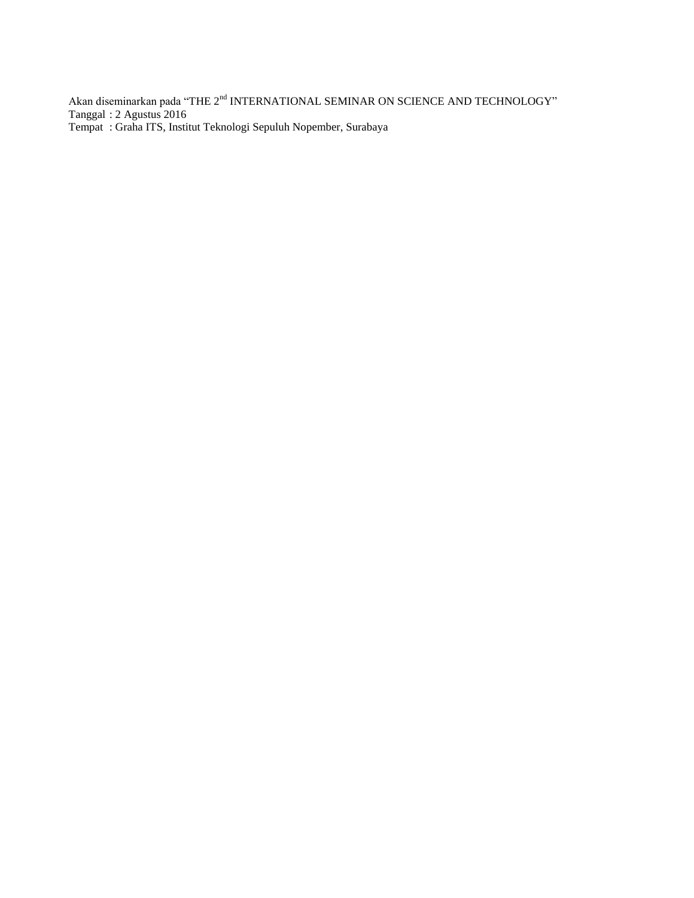Akan diseminarkan pada "THE 2$^{nd}$ INTERNATIONAL SEMINAR ON SCIENCE AND TECHNOLOGY"
Tanggal : 2 Agustus 2016
Tempat : Graha ITS, Institut Teknologi Sepuluh Nopember, Surabaya